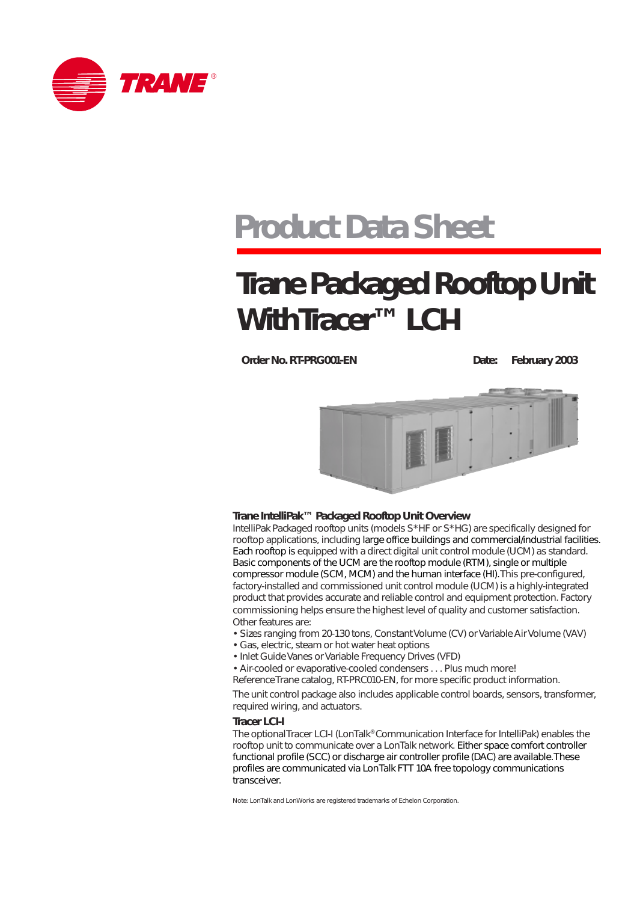# Product Data Sheet

# Trane Packaged Rooftop Unit With Tracer™ LCI-I

**Order No. RT-PRG001-EN** **Date: February 2003**

### Trane IntelliPak™ Packaged Rooftop Unit Overview

IntelliPak Packaged rooftop units (models S*HF or S*HG) are specifically designed for rooftop applications, including large office buildings and commercial/industrial facilities. Each rooftop is equipped with a direct digital unit control module (UCM) as standard. Basic components of the UCM are the rooftop module (RTM), single or multiple compressor module (SCM, MCM) and the human interface (HI). This pre-configured, factory-installed and commissioned unit control module (UCM) is a highly-integrated product that provides accurate and reliable control and equipment protection. Factory commissioning helps ensure the highest level of quality and customer satisfaction. Other features are:

- Sizes ranging from 20-130 tons, Constant Volume (CV) or Variable Air Volume (VAV)
- Gas, electric, steam or hot water heat options
- Inlet Guide Vanes or Variable Frequency Drives (VFD)
- Air-cooled or evaporative-cooled condensers . . . Plus much more!

Reference Trane catalog, RT-PRC010-EN, for more specific product information.

The unit control package also includes applicable control boards, sensors, transformer, required wiring, and actuators.

### Tracer LCI-I

The optional Tracer LCI-I (LonTalk® Communication Interface for IntelliPak) enables the rooftop unit to communicate over a LonTalk network. Either space comfort controller functional profile (SCC) or discharge air controller profile (DAC) are available. These profiles are communicated via LonTalk FTT 10A free topology communications transceiver.

Note: LonTalk and LonWorks are registered trademarks of Echelon Corporation.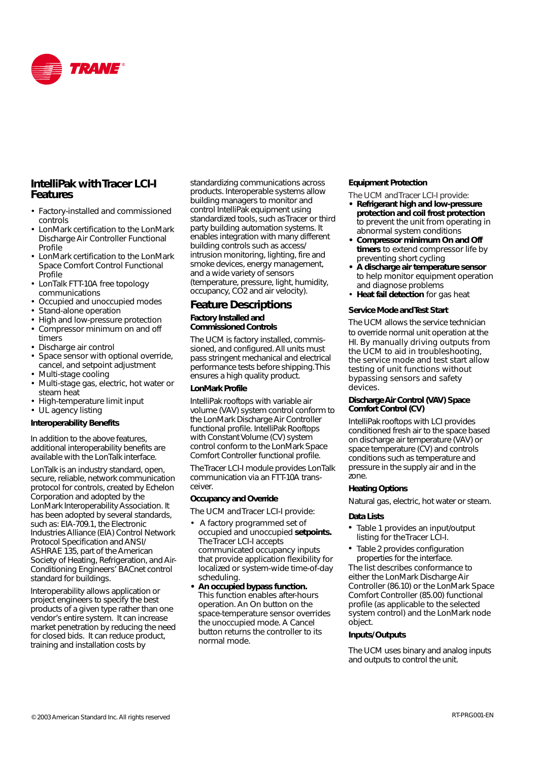## IntelliPak with Tracer LCI-I Features

- Factory-installed and commissioned controls
- LonMark certification to the LonMark Discharge Air Controller Functional Profile
- LonMark certification to the LonMark Space Comfort Control Functional Profile
- LonTalk FTT-10A free topology communications
- Occupied and unoccupied modes
- Stand-alone operation
- High and low-pressure protection
- Compressor minimum on and off timers
- Discharge air control
- Space sensor with optional override, cancel, and setpoint adjustment
- Multi-stage cooling
- Multi-stage gas, electric, hot water or steam heat
- High-temperature limit input
- UL agency listing

### Interoperability Benefits

In addition to the above features, additional interoperability benefits are available with the LonTalk interface.

LonTalk is an industry standard, open, secure, reliable, network communication protocol for controls, created by Echelon Corporation and adopted by the LonMark Interoperability Association. It has been adopted by several standards, such as: EIA-709.1, the Electronic Industries Alliance (EIA) Control Network Protocol Specification and ANSI/ ASHRAE 135, part of the American Society of Heating, Refrigeration, and Air-Conditioning Engineers' BACnet control standard for buildings.

Interoperability allows application or project engineers to specify the best products of a given type rather than one vendor's entire system. It can increase market penetration by reducing the need for closed bids. It can reduce product, training and installation costs by standardizing communications across products. Interoperable systems allow building managers to monitor and control IntelliPak equipment using standardized tools, such as Tracer or third party building automation systems. It enables integration with many different building controls such as access/ intrusion monitoring, lighting, fire and smoke devices, energy management, and a wide variety of sensors (temperature, pressure, light, humidity, occupancy, CO2 and air velocity).

## Feature Descriptions

### Factory Installed and Commissioned Controls

The UCM is factory installed, commissioned, and configured. All units must pass stringent mechanical and electrical performance tests before shipping. This ensures a high quality product.

### LonMark Profile

IntelliPak rooftops with variable air volume (VAV) system control conform to the LonMark Discharge Air Controller functional profile. IntelliPak Rooftops with Constant Volume (CV) system control conform to the LonMark Space Comfort Controller functional profile.

The Tracer LCI-I module provides LonTalk communication via an FTT-10A transceiver.

### Occupancy and Override

The UCM and Tracer LCI-I provide:

- A factory programmed set of occupied and unoccupied **setpoints.** The Tracer LCI-I accepts communicated occupancy inputs that provide application flexibility for localized or system-wide time-of-day scheduling.
- **An occupied bypass function.** This function enables after-hours operation. An On button on the space-temperature sensor overrides the unoccupied mode. A Cancel button returns the controller to its normal mode.

### Equipment Protection

The UCM and Tracer LCI-I provide:

- **Refrigerant high and low-pressure protection and coil frost protection** to prevent the unit from operating in abnormal system conditions
- **Compressor minimum On and Off timers** to extend compressor life by preventing short cycling
- **A discharge air temperature sensor** to help monitor equipment operation and diagnose problems
- **Heat fail detection** for gas heat

### Service Mode and Test Start

The UCM allows the service technician to override normal unit operation at the HI. By manually driving outputs from the UCM to aid in troubleshooting, the service mode and test start allow testing of unit functions without bypassing sensors and safety devices.

### Discharge Air Control (VAV) Space Comfort Control (CV)

IntelliPak rooftops with LCI provides conditioned fresh air to the space based on discharge air temperature (VAV) or space temperature (CV) and controls conditions such as temperature and pressure in the supply air and in the zone.

### Heating Options

Natural gas, electric, hot water or steam.

### Data Lists

- Table 1 provides an input/output listing for the Tracer LCI-I.
- Table 2 provides configuration properties for the interface.

The list describes conformance to either the LonMark Discharge Air Controller (86.10) or the LonMark Space Comfort Controller (85.00) functional profile (as applicable to the selected system control) and the LonMark node object.

### Inputs/Outputs

The UCM uses binary and analog inputs and outputs to control the unit.

© 2003 American Standard Inc. All rights reserved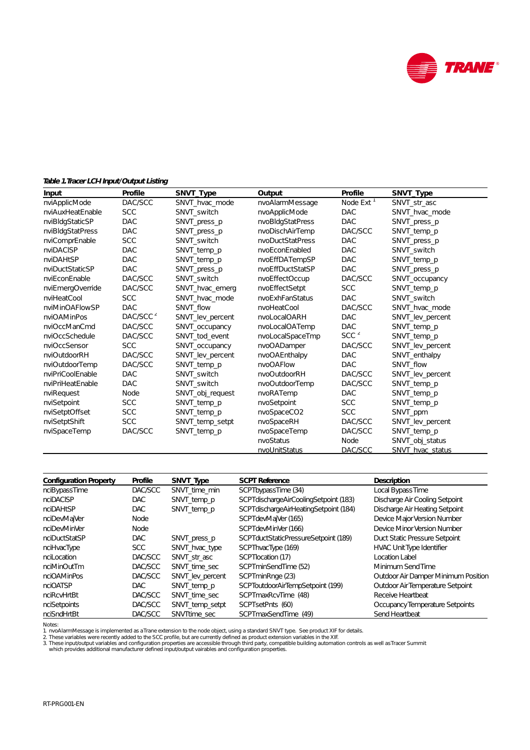*Table 1. Tracer LCI-I Input/Output Listing*

| Input | Profile | SNVT_Type | Output | Profile | SNVT_Type |
|---|---|---|---|---|---|
| nviApplicMode | DAC/SCC | SNVT_hvac_mode | nvoAlarmMessage | Node Ext [1] | SNVT_str_asc |
| nviAuxHeatEnable | SCC | SNVT_switch | nvoApplicMode | DAC | SNVT_hvac_mode |
| nviBldgStaticSP | DAC | SNVT_press_p | nvoBldgStatPress | DAC | SNVT_press_p |
| nviBldgStatPress | DAC | SNVT_press_p | nvoDischAirTemp | DAC/SCC | SNVT_temp_p |
| nviComprEnable | SCC | SNVT_switch | nvoDuctStatPress | DAC | SNVT_press_p |
| nviDACISP | DAC | SNVT_temp_p | nvoEconEnabled | DAC | SNVT_switch |
| nviDAHtSP | DAC | SNVT_temp_p | nvoEffDATempSP | DAC | SNVT_temp_p |
| nviDuctStaticSP | DAC | SNVT_press_p | nvoEffDuctStatSP | DAC | SNVT_press_p |
| nviEconEnable | DAC/SCC | SNVT_switch | nvoEffectOccup | DAC/SCC | SNVT_occupancy |
| nviEmergOverride | DAC/SCC | SNVT_hvac_emerg | nvoEffectSetpt | SCC | SNVT_temp_p |
| nviHeatCool | SCC | SNVT_hvac_mode | nvoExhFanStatus | DAC | SNVT_switch |
| nviMinOAFlowSP | DAC | SNVT_flow | nvoHeatCool | DAC/SCC | SNVT_hvac_mode |
| nviOAMinPos | DAC/SCC [2] | SNVT_lev_percent | nvoLocalOARH | DAC | SNVT_lev_percent |
| nviOccManCmd | DAC/SCC | SNVT_occupancy | nvoLocalOATemp | DAC | SNVT_temp_p |
| nviOccSchedule | DAC/SCC | SNVT_tod_event | nvoLocalSpaceTmp | SCC [2] | SNVT_temp_p |
| nviOccSensor | SCC | SNVT_occupancy | nvoOADamper | DAC/SCC | SNVT_lev_percent |
| nviOutdoorRH | DAC/SCC | SNVT_lev_percent | nvoOAEnthalpy | DAC | SNVT_enthalpy |
| nviOutdoorTemp | DAC/SCC | SNVT_temp_p | nvoOAFlow | DAC | SNVT_flow |
| nviPriCoolEnable | DAC | SNVT_switch | nvoOutdoorRH | DAC/SCC | SNVT_lev_percent |
| nviPriHeatEnable | DAC | SNVT_switch | nvoOutdoorTemp | DAC/SCC | SNVT_temp_p |
| nviRequest | Node | SNVT_obj_request | nvoRATemp | DAC | SNVT_temp_p |
| nviSetpoint | SCC | SNVT_temp_p | nvoSetpoint | SCC | SNVT_temp_p |
| nviSetptOffset | SCC | SNVT_temp_p | nvoSpaceCO2 | SCC | SNVT_ppm |
| nviSetptShift | SCC | SNVT_temp_setpt | nvoSpaceRH | DAC/SCC | SNVT_lev_percent |
| nviSpaceTemp | DAC/SCC | SNVT_temp_p | nvoSpaceTemp | DAC/SCC | SNVT_temp_p |
| | | | nvoStatus | Node | SNVT_obj_status |
| | | | nvoUnitStatus | DAC/SCC | SNVT_hvac_status |

| Configuration Property | Profile | SNVT_Type | SCPT Reference | Description |
|---|---|---|---|---|
| nciBypassTime | DAC/SCC | SNVT_time_min | SCPTbypassTime (34) | Local Bypass Time |
| nciDACISP | DAC | SNVT_temp_p | SCPTdischargeAirCoolingSetpoint (183) | Discharge Air Cooling Setpoint |
| nciDAHtSP | DAC | SNVT_temp_p | SCPTdischargeAirHeatingSetpoint (184) | Discharge Air Heating Setpoint |
| nciDevMajVer | Node | | SCPTdevMajVer (165) | Device Major Version Number |
| nciDevMinVer | Node | | SCPTdevMinVer (166) | Device Minor Version Number |
| nciDuctStatSP | DAC | SNVT_press_p | SCPTductStaticPressureSetpoint (189) | Duct Static Pressure Setpoint |
| nciHvacType | SCC | SNVT_hvac_type | SCPThvacType (169) | HVAC Unit Type Identifier |
| nciLocation | DAC/SCC | SNVT_str_asc | SCPTlocation (17) | Location Label |
| nciMinOutTm | DAC/SCC | SNVT_time_sec | SCPTminSendTime (52) | Minimum Send Time |
| nciOAMinPos | DAC/SCC | SNVT_lev_percent | SCPTminRnge (23) | Outdoor Air Damper Minimum Position |
| nciOATSP | DAC | SNVT_temp_p | SCPToutdoorAirTempSetpoint (199) | Outdoor Air Temperature Setpoint |
| nciRcvHrtBt | DAC/SCC | SNVT_time_sec | SCPTmaxRcvTime (48) | Receive Heartbeat |
| nciSetpoints | DAC/SCC | SNVT_temp_setpt | SCPTsetPnts (60) | Occupancy Temperature Setpoints |
| nciSndHrtBt | DAC/SCC | SNVTtime_sec | SCPTmaxSendTime (49) | Send Heartbeat |

Notes:
1. nvoAlarmMessage is implemented as a Trane extension to the node object, using a standard SNVT type. See product XIF for details.
2. These variables were recently added to the SCC profile, but are currently defined as product extension variables in the XIF.
3. These input/output variables and configuration properties are accessible through third party, compatible building automation controls as well as Tracer Summit which provides additional manufacturer defined input/output vairables and configuration properties.

RT-PRG001-EN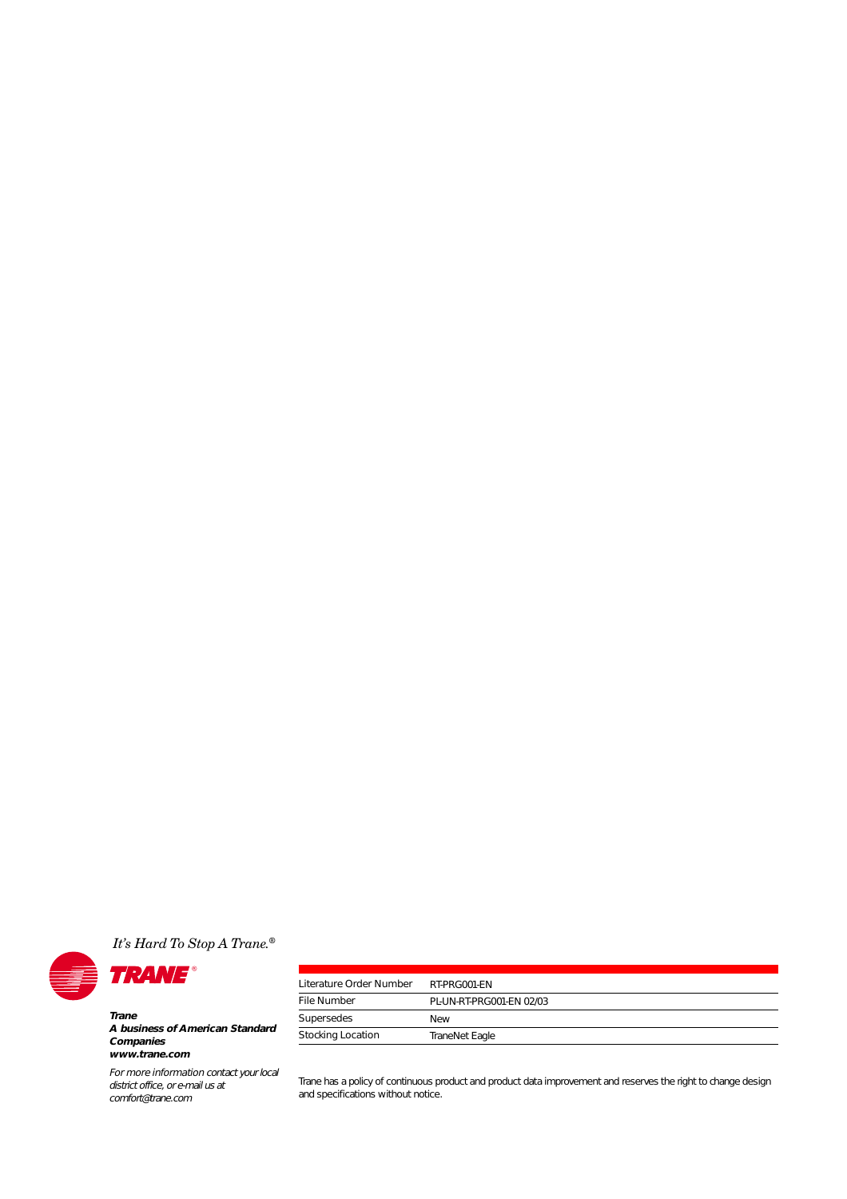*It's Hard To Stop A Trane.®*

**Trane**
**A business of American Standard Companies**
**www.trane.com**

*For more information contact your local district office, or e-mail us at comfort@trane.com*

| | |
|---|---|
| Literature Order Number | RT-PRG001-EN |
| File Number | PL-UN-RT-PRG001-EN 02/03 |
| Supersedes | New |
| Stocking Location | TraneNet Eagle |

Trane has a policy of continuous product and product data improvement and reserves the right to change design and specifications without notice.